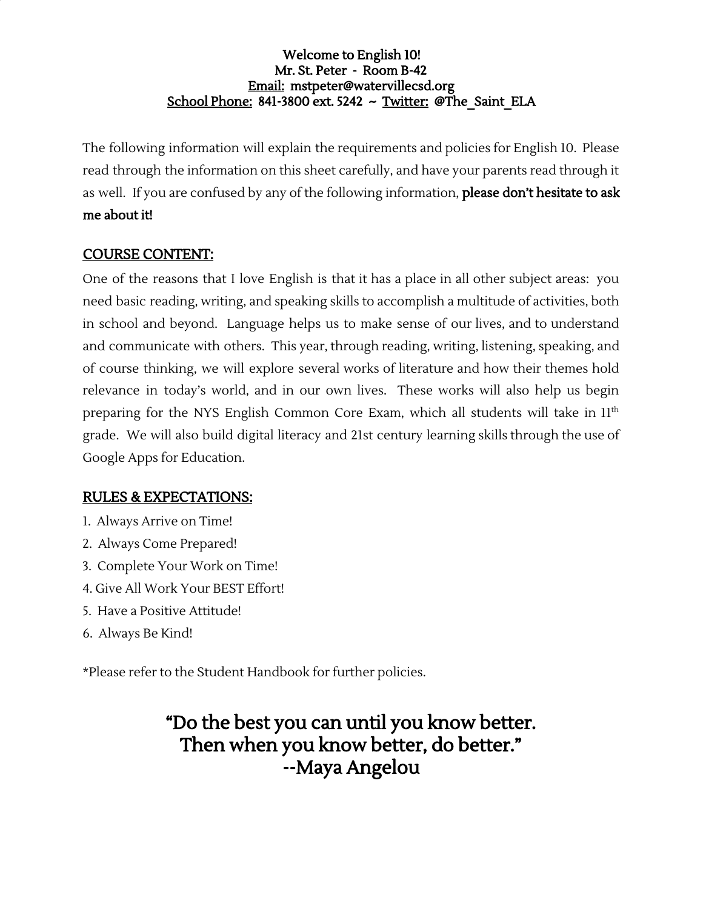**Welcome to English 10!**
**Mr. St. Peter - Room B-42**
**Email: mstpeter@watervillecsd.org**
**School Phone: 841-3800 ext. 5242 ~ Twitter: @The_Saint_ELA**

The following information will explain the requirements and policies for English 10. Please read through the information on this sheet carefully, and have your parents read through it as well. If you are confused by any of the following information, **please don't hesitate to ask me about it!**

## COURSE CONTENT:

One of the reasons that I love English is that it has a place in all other subject areas: you need basic reading, writing, and speaking skills to accomplish a multitude of activities, both in school and beyond. Language helps us to make sense of our lives, and to understand and communicate with others. This year, through reading, writing, listening, speaking, and of course thinking, we will explore several works of literature and how their themes hold relevance in today's world, and in our own lives. These works will also help us begin preparing for the NYS English Common Core Exam, which all students will take in 11th grade. We will also build digital literacy and 21st century learning skills through the use of Google Apps for Education.

## RULES & EXPECTATIONS:

1. Always Arrive on Time!
2. Always Come Prepared!
3. Complete Your Work on Time!
4. Give All Work Your BEST Effort!
5. Have a Positive Attitude!
6. Always Be Kind!

*Please refer to the Student Handbook for further policies.

**"Do the best you can until you know better.**
**Then when you know better, do better."**
**--Maya Angelou**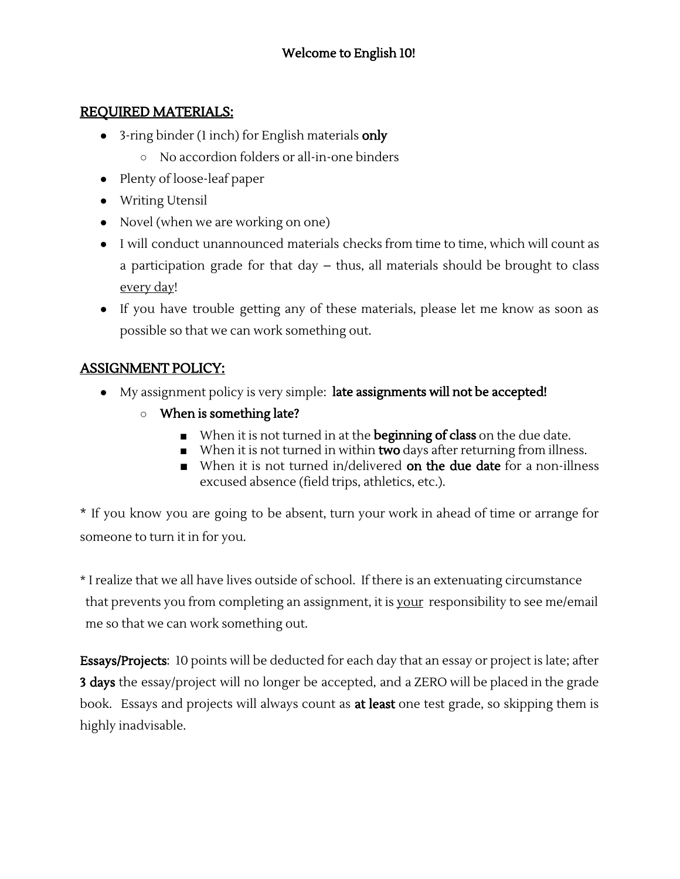# Welcome to English 10!

## <u>REQUIRED MATERIALS:</u>

- 3-ring binder (1 inch) for English materials **only**
    - No accordion folders or all-in-one binders
- Plenty of loose-leaf paper
- Writing Utensil
- Novel (when we are working on one)
- I will conduct unannounced materials checks from time to time, which will count as a participation grade for that day – thus, all materials should be brought to class <u>every day</u>!
- If you have trouble getting any of these materials, please let me know as soon as possible so that we can work something out.

## <u>ASSIGNMENT POLICY:</u>

- My assignment policy is very simple: **late assignments will not be accepted!**
    - **When is something late?**
        - When it is not turned in at the **beginning of class** on the due date.
        - When it is not turned in within **two** days after returning from illness.
        - When it is not turned in/delivered **on the due date** for a non-illness excused absence (field trips, athletics, etc.).

* If you know you are going to be absent, turn your work in ahead of time or arrange for someone to turn it in for you.

* I realize that we all have lives outside of school. If there is an extenuating circumstance that prevents you from completing an assignment, it is <u>your</u> responsibility to see me/email me so that we can work something out.

**Essays/Projects**: 10 points will be deducted for each day that an essay or project is late; after **3 days** the essay/project will no longer be accepted, and a ZERO will be placed in the grade book. Essays and projects will always count as **at least** one test grade, so skipping them is highly inadvisable.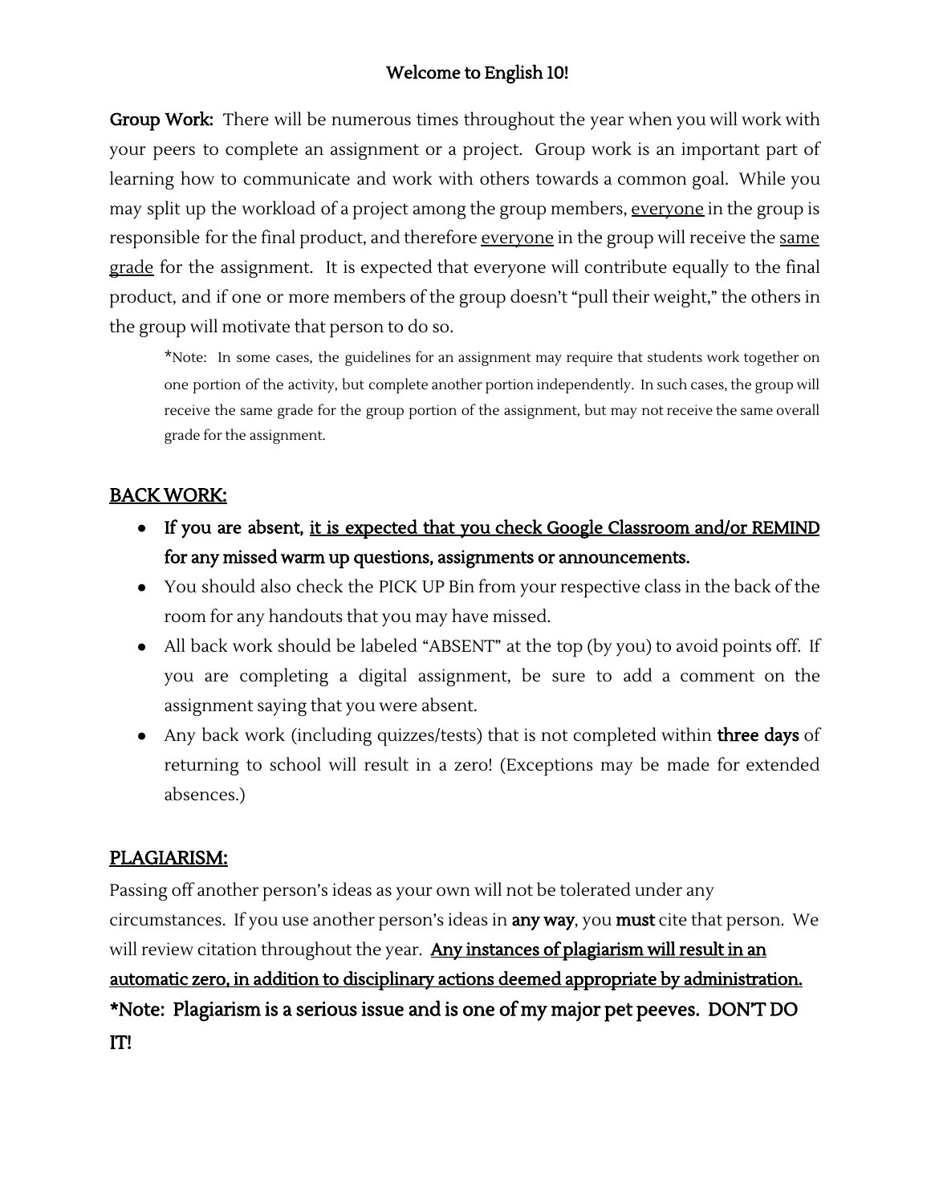## Welcome to English 10!

**Group Work:** There will be numerous times throughout the year when you will work with your peers to complete an assignment or a project. Group work is an important part of learning how to communicate and work with others towards a common goal. While you may split up the workload of a project among the group members, <u>everyone</u> in the group is responsible for the final product, and therefore <u>everyone</u> in the group will receive the <u>same grade</u> for the assignment. It is expected that everyone will contribute equally to the final product, and if one or more members of the group doesn't "pull their weight," the others in the group will motivate that person to do so.

> *Note: In some cases, the guidelines for an assignment may require that students work together on one portion of the activity, but complete another portion independently. In such cases, the group will receive the same grade for the group portion of the assignment, but may not receive the same overall grade for the assignment.

## <u>BACK WORK:</u>

- **If you are absent, <u>it is expected that you check Google Classroom and/or REMIND</u> for any missed warm up questions, assignments or announcements.**
- You should also check the PICK UP Bin from your respective class in the back of the room for any handouts that you may have missed.
- All back work should be labeled "ABSENT" at the top (by you) to avoid points off. If you are completing a digital assignment, be sure to add a comment on the assignment saying that you were absent.
- Any back work (including quizzes/tests) that is not completed within **three days** of returning to school will result in a zero! (Exceptions may be made for extended absences.)

## <u>PLAGIARISM:</u>

Passing off another person's ideas as your own will not be tolerated under any circumstances. If you use another person's ideas in **any way**, you **must** cite that person. We will review citation throughout the year. **<u>Any instances of plagiarism will result in an automatic zero, in addition to disciplinary actions deemed appropriate by administration.</u>**

**\*Note: Plagiarism is a serious issue and is one of my major pet peeves. DON'T DO IT!**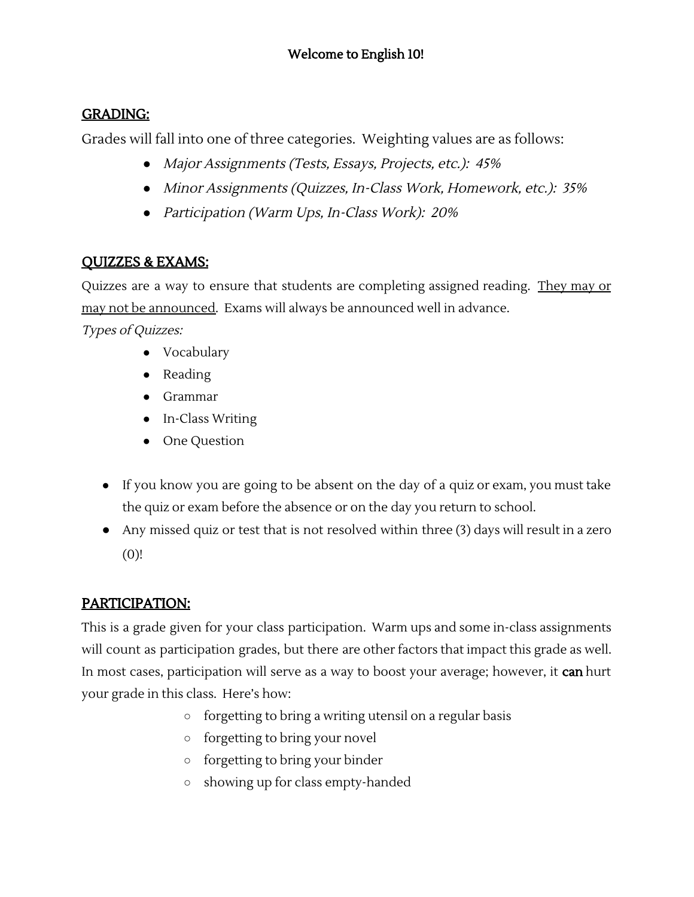# Welcome to English 10!

## GRADING:

Grades will fall into one of three categories. Weighting values are as follows:

- *Major Assignments (Tests, Essays, Projects, etc.): 45%*
- *Minor Assignments (Quizzes, In-Class Work, Homework, etc.): 35%*
- *Participation (Warm Ups, In-Class Work): 20%*

## QUIZZES & EXAMS:

Quizzes are a way to ensure that students are completing assigned reading. <u>They may or may not be announced</u>. Exams will always be announced well in advance.

*Types of Quizzes:*

- Vocabulary
- Reading
- Grammar
- In-Class Writing
- One Question

- If you know you are going to be absent on the day of a quiz or exam, you must take the quiz or exam before the absence or on the day you return to school.
- Any missed quiz or test that is not resolved within three (3) days will result in a zero (0)!

## PARTICIPATION:

This is a grade given for your class participation. Warm ups and some in-class assignments will count as participation grades, but there are other factors that impact this grade as well. In most cases, participation will serve as a way to boost your average; however, it **can** hurt your grade in this class. Here's how:

- forgetting to bring a writing utensil on a regular basis
- forgetting to bring your novel
- forgetting to bring your binder
- showing up for class empty-handed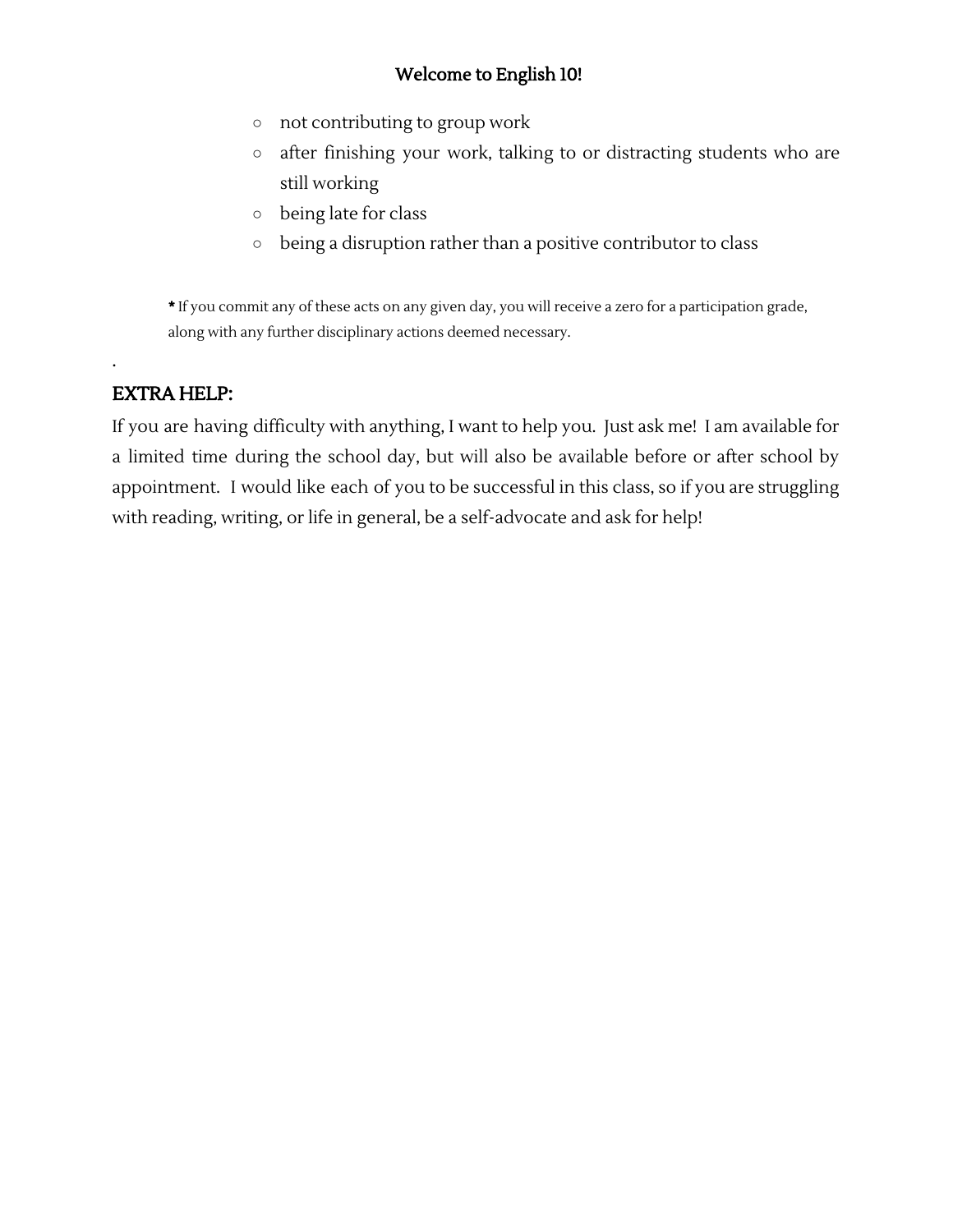- not contributing to group work
- after finishing your work, talking to or distracting students who are still working
- being late for class
- being a disruption rather than a positive contributor to class

**\*** If you commit any of these acts on any given day, you will receive a zero for a participation grade, along with any further disciplinary actions deemed necessary.

.

## EXTRA HELP:

If you are having difficulty with anything, I want to help you. Just ask me! I am available for a limited time during the school day, but will also be available before or after school by appointment. I would like each of you to be successful in this class, so if you are struggling with reading, writing, or life in general, be a self-advocate and ask for help!